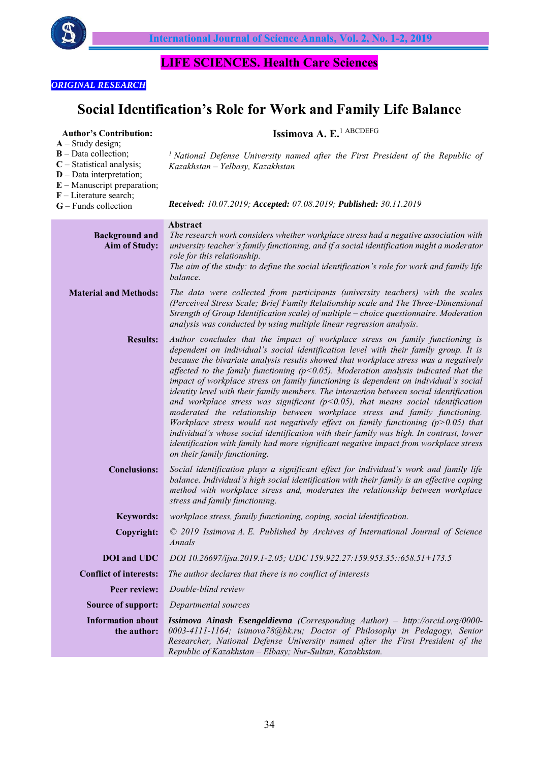**LIFE SCIENCES. Health Care Sciences**

*ORIGINAL RESEARCH*

# Social Identification's Role for Work and Family Life Balance

**Author's Contribution:**
**A** – Study design;
**B** – Data collection;
**C** – Statistical analysis;
**D** – Data interpretation;
**E** – Manuscript preparation;
**F** – Literature search;
**G** – Funds collection

**Issimova A. E.**[1] ABCDEFG

[1] *National Defense University named after the First President of the Republic of Kazakhstan – Yelbasy, Kazakhstan*

***Received:** 10.07.2019; **Accepted:** 07.08.2019; **Published:** 30.11.2019*

**Abstract**

**Background and Aim of Study:** *The research work considers whether workplace stress had a negative association with university teacher's family functioning, and if a social identification might a moderator role for this relationship.*
*The aim of the study: to define the social identification's role for work and family life balance.*

**Material and Methods:** *The data were collected from participants (university teachers) with the scales (Perceived Stress Scale; Brief Family Relationship scale and The Three-Dimensional Strength of Group Identification scale) of multiple – choice questionnaire. Moderation analysis was conducted by using multiple linear regression analysis.*

**Results:** *Author concludes that the impact of workplace stress on family functioning is dependent on individual's social identification level with their family group. It is because the bivariate analysis results showed that workplace stress was a negatively affected to the family functioning ($p<0.05$). Moderation analysis indicated that the impact of workplace stress on family functioning is dependent on individual's social identity level with their family members. The interaction between social identification and workplace stress was significant ($p<0.05$), that means social identification moderated the relationship between workplace stress and family functioning. Workplace stress would not negatively effect on family functioning ($p>0.05$) that individual's whose social identification with their family was high. In contrast, lower identification with family had more significant negative impact from workplace stress on their family functioning.*

**Conclusions:** *Social identification plays a significant effect for individual's work and family life balance. Individual's high social identification with their family is an effective coping method with workplace stress and, moderates the relationship between workplace stress and family functioning.*

**Keywords:** *workplace stress, family functioning, coping, social identification.*

**Copyright:** *© 2019 Issimova A. E. Published by Archives of International Journal of Science Annals*

**DOI and UDC** *DOI 10.26697/ijsa.2019.1-2.05; UDC 159.922.27:159.953.35::658.51+173.5*

**Conflict of interests:** *The author declares that there is no conflict of interests*

**Peer review:** *Double-blind review*

**Source of support:** *Departmental sources*

**Information about the author:** ***Issimova Ainash Esengeldievna** (Corresponding Author) – http://orcid.org/0000-0003-4111-1164; isimova78@bk.ru; Doctor of Philosophy in Pedagogy, Senior Researcher, National Defense University named after the First President of the Republic of Kazakhstan – Elbasy; Nur-Sultan, Kazakhstan.*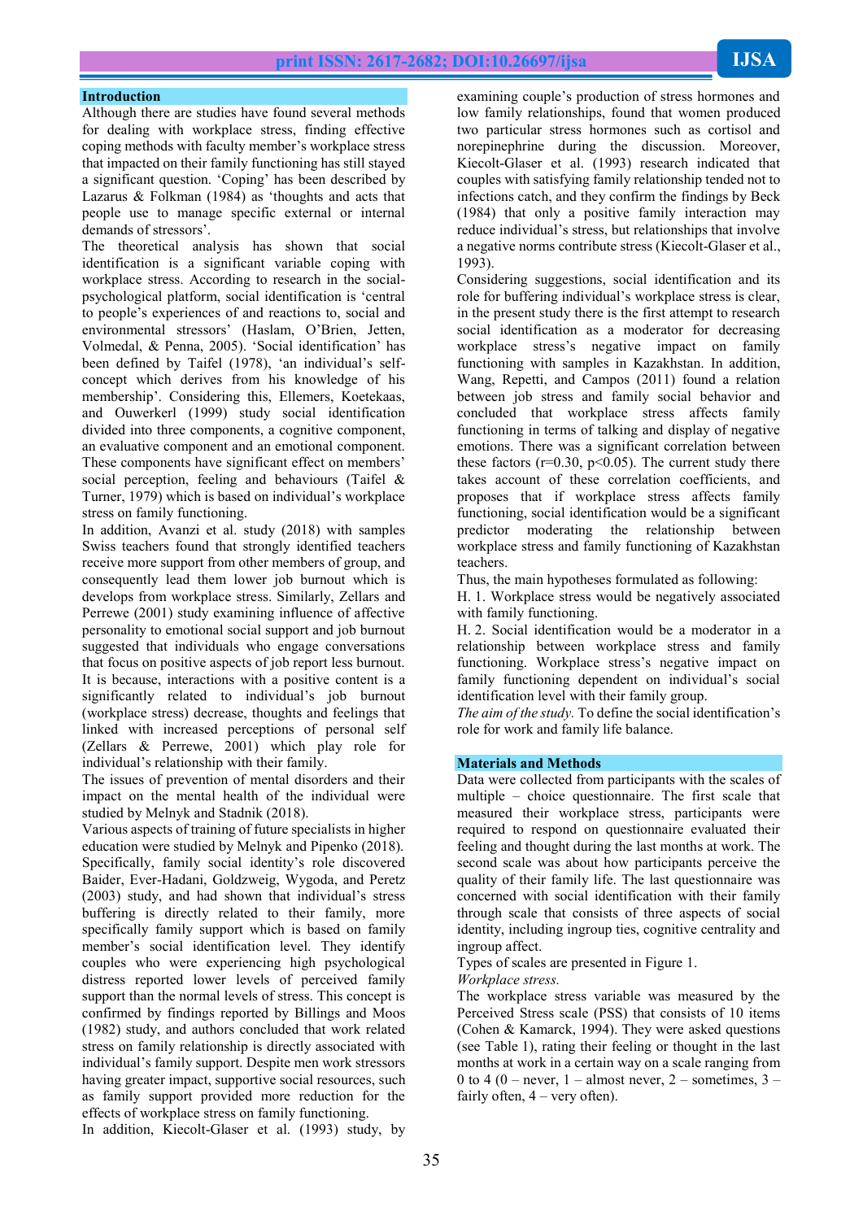## Introduction

Although there are studies have found several methods for dealing with workplace stress, finding effective coping methods with faculty member's workplace stress that impacted on their family functioning has still stayed a significant question. 'Coping' has been described by Lazarus & Folkman (1984) as 'thoughts and acts that people use to manage specific external or internal demands of stressors'.

The theoretical analysis has shown that social identification is a significant variable coping with workplace stress. According to research in the social-psychological platform, social identification is 'central to people's experiences of and reactions to, social and environmental stressors' (Haslam, O'Brien, Jetten, Volmedal, & Penna, 2005). 'Social identification' has been defined by Taifel (1978), 'an individual's self-concept which derives from his knowledge of his membership'. Considering this, Ellemers, Koetekaas, and Ouwerkerl (1999) study social identification divided into three components, a cognitive component, an evaluative component and an emotional component. These components have significant effect on members' social perception, feeling and behaviours (Taifel & Turner, 1979) which is based on individual's workplace stress on family functioning.

In addition, Avanzi et al. study (2018) with samples Swiss teachers found that strongly identified teachers receive more support from other members of group, and consequently lead them lower job burnout which is develops from workplace stress. Similarly, Zellars and Perrewe (2001) study examining influence of affective personality to emotional social support and job burnout suggested that individuals who engage conversations that focus on positive aspects of job report less burnout. It is because, interactions with a positive content is a significantly related to individual's job burnout (workplace stress) decrease, thoughts and feelings that linked with increased perceptions of personal self (Zellars & Perrewe, 2001) which play role for individual's relationship with their family.

The issues of prevention of mental disorders and their impact on the mental health of the individual were studied by Melnyk and Stadnik (2018).

Various aspects of training of future specialists in higher education were studied by Melnyk and Pipenko (2018). Specifically, family social identity's role discovered Baider, Ever-Hadani, Goldzweig, Wygoda, and Peretz (2003) study, and had shown that individual's stress buffering is directly related to their family, more specifically family support which is based on family member's social identification level. They identify couples who were experiencing high psychological distress reported lower levels of perceived family support than the normal levels of stress. This concept is confirmed by findings reported by Billings and Moos (1982) study, and authors concluded that work related stress on family relationship is directly associated with individual's family support. Despite men work stressors having greater impact, supportive social resources, such as family support provided more reduction for the effects of workplace stress on family functioning.

In addition, Kiecolt-Glaser et al. (1993) study, by examining couple's production of stress hormones and low family relationships, found that women produced two particular stress hormones such as cortisol and norepinephrine during the discussion. Moreover, Kiecolt-Glaser et al. (1993) research indicated that couples with satisfying family relationship tended not to infections catch, and they confirm the findings by Beck (1984) that only a positive family interaction may reduce individual's stress, but relationships that involve a negative norms contribute stress (Kiecolt-Glaser et al., 1993).

Considering suggestions, social identification and its role for buffering individual's workplace stress is clear, in the present study there is the first attempt to research social identification as a moderator for decreasing workplace stress's negative impact on family functioning with samples in Kazakhstan. In addition, Wang, Repetti, and Campos (2011) found a relation between job stress and family social behavior and concluded that workplace stress affects family functioning in terms of talking and display of negative emotions. There was a significant correlation between these factors ($r=0.30$, $p<0.05$). The current study there takes account of these correlation coefficients, and proposes that if workplace stress affects family functioning, social identification would be a significant predictor moderating the relationship between workplace stress and family functioning of Kazakhstan teachers.

Thus, the main hypotheses formulated as following:

H. 1. Workplace stress would be negatively associated with family functioning.

H. 2. Social identification would be a moderator in a relationship between workplace stress and family functioning. Workplace stress's negative impact on family functioning dependent on individual's social identification level with their family group.

*The aim of the study.* To define the social identification's role for work and family life balance.

## Materials and Methods

Data were collected from participants with the scales of multiple – choice questionnaire. The first scale that measured their workplace stress, participants were required to respond on questionnaire evaluated their feeling and thought during the last months at work. The second scale was about how participants perceive the quality of their family life. The last questionnaire was concerned with social identification with their family through scale that consists of three aspects of social identity, including ingroup ties, cognitive centrality and ingroup affect.

Types of scales are presented in Figure 1.

*Workplace stress.*

The workplace stress variable was measured by the Perceived Stress scale (PSS) that consists of 10 items (Cohen & Kamarck, 1994). They were asked questions (see Table 1), rating their feeling or thought in the last months at work in a certain way on a scale ranging from 0 to 4 (0 – never, 1 – almost never, 2 – sometimes, 3 – fairly often, 4 – very often).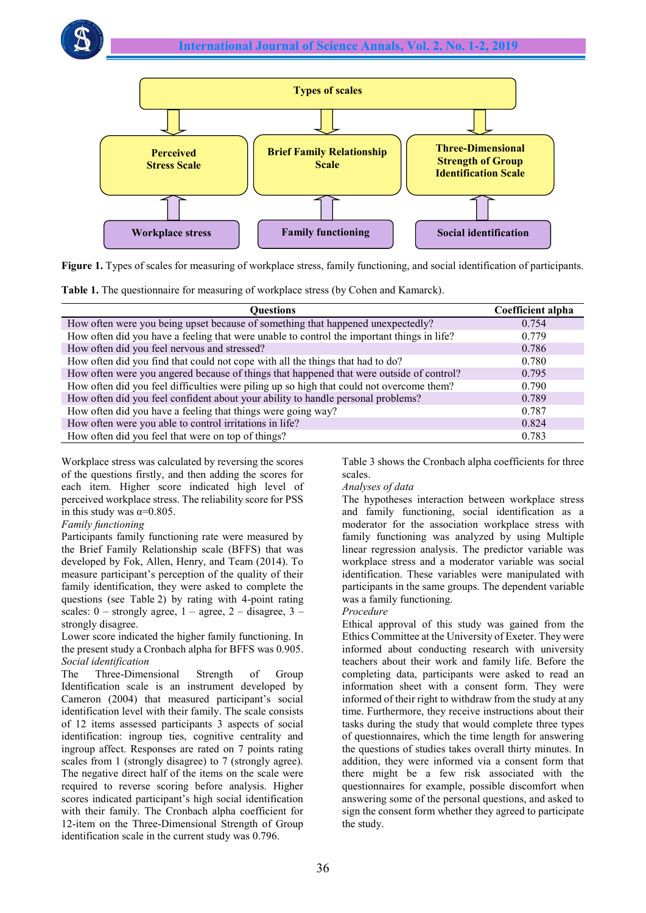Figure 1. Types of scales for measuring of workplace stress, family functioning, and social identification of participants.

Table 1. The questionnaire for measuring of workplace stress (by Cohen and Kamarck).

| Questions | Coefficient alpha |
| --- | --- |
| How often were you being upset because of something that happened unexpectedly? | 0.754 |
| How often did you have a feeling that were unable to control the important things in life? | 0.779 |
| How often did you feel nervous and stressed? | 0.786 |
| How often did you find that could not cope with all the things that had to do? | 0.780 |
| How often were you angered because of things that happened that were outside of control? | 0.795 |
| How often did you feel difficulties were piling up so high that could not overcome them? | 0.790 |
| How often did you feel confident about your ability to handle personal problems? | 0.789 |
| How often did you have a feeling that things were going way? | 0.787 |
| How often were you able to control irritations in life? | 0.824 |
| How often did you feel that were on top of things? | 0.783 |

Workplace stress was calculated by reversing the scores of the questions firstly, and then adding the scores for each item. Higher score indicated high level of perceived workplace stress. The reliability score for PSS in this study was α=0.805.

*Family functioning*

Participants family functioning rate were measured by the Brief Family Relationship scale (BFFS) that was developed by Fok, Allen, Henry, and Team (2014). To measure participant's perception of the quality of their family identification, they were asked to complete the questions (see Table 2) by rating with 4-point rating scales: 0 – strongly agree, 1 – agree, 2 – disagree, 3 – strongly disagree.

Lower score indicated the higher family functioning. In the present study a Cronbach alpha for BFFS was 0.905.

*Social identification*

The Three-Dimensional Strength of Group Identification scale is an instrument developed by Cameron (2004) that measured participant's social identification level with their family. The scale consists of 12 items assessed participants 3 aspects of social identification: ingroup ties, cognitive centrality and ingroup affect. Responses are rated on 7 points rating scales from 1 (strongly disagree) to 7 (strongly agree). The negative direct half of the items on the scale were required to reverse scoring before analysis. Higher scores indicated participant's high social identification with their family. The Cronbach alpha coefficient for 12-item on the Three-Dimensional Strength of Group identification scale in the current study was 0.796.

Table 3 shows the Cronbach alpha coefficients for three scales.

*Analyses of data*

The hypotheses interaction between workplace stress and family functioning, social identification as a moderator for the association workplace stress with family functioning was analyzed by using Multiple linear regression analysis. The predictor variable was workplace stress and a moderator variable was social identification. These variables were manipulated with participants in the same groups. The dependent variable was a family functioning.

*Procedure*

Ethical approval of this study was gained from the Ethics Committee at the University of Exeter. They were informed about conducting research with university teachers about their work and family life. Before the completing data, participants were asked to read an information sheet with a consent form. They were informed of their right to withdraw from the study at any time. Furthermore, they receive instructions about their tasks during the study that would complete three types of questionnaires, which the time length for answering the questions of studies takes overall thirty minutes. In addition, they were informed via a consent form that there might be a few risk associated with the questionnaires for example, possible discomfort when answering some of the personal questions, and asked to sign the consent form whether they agreed to participate the study.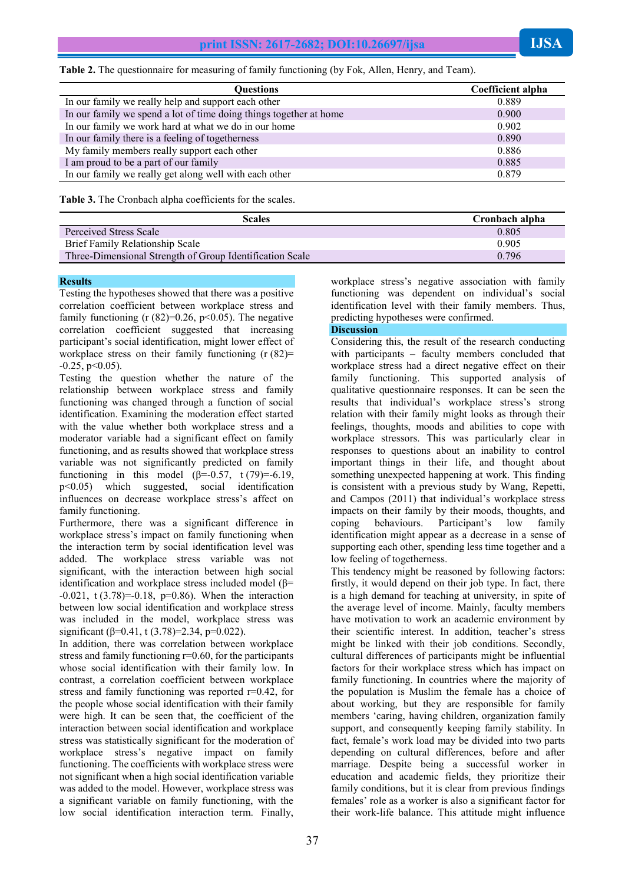**Table 2.** The questionnaire for measuring of family functioning (by Fok, Allen, Henry, and Team).

| Questions | Coefficient alpha |
|---|---|
| In our family we really help and support each other | 0.889 |
| In our family we spend a lot of time doing things together at home | 0.900 |
| In our family we work hard at what we do in our home | 0.902 |
| In our family there is a feeling of togetherness | 0.890 |
| My family members really support each other | 0.886 |
| I am proud to be a part of our family | 0.885 |
| In our family we really get along well with each other | 0.879 |

**Table 3.** The Cronbach alpha coefficients for the scales.

| Scales | Cronbach alpha |
|---|---|
| Perceived Stress Scale | 0.805 |
| Brief Family Relationship Scale | 0.905 |
| Three-Dimensional Strength of Group Identification Scale | 0.796 |

## Results

Testing the hypotheses showed that there was a positive correlation coefficient between workplace stress and family functioning ($r\,(82)=0.26$, $p<0.05$). The negative correlation coefficient suggested that increasing participant's social identification, might lower effect of workplace stress on their family functioning ($r\,(82)=-0.25$, $p<0.05$).

Testing the question whether the nature of the relationship between workplace stress and family functioning was changed through a function of social identification. Examining the moderation effect started with the value whether both workplace stress and a moderator variable had a significant effect on family functioning, and as results showed that workplace stress variable was not significantly predicted on family functioning in this model ($\beta=-0.57$, $t\,(79)=-6.19$, $p<0.05$) which suggested, social identification influences on decrease workplace stress's affect on family functioning.

Furthermore, there was a significant difference in workplace stress's impact on family functioning when the interaction term by social identification level was added. The workplace stress variable was not significant, with the interaction between high social identification and workplace stress included model ($\beta=-0.021$, $t\,(3.78)=-0.18$, $p=0.86$). When the interaction between low social identification and workplace stress was included in the model, workplace stress was significant ($\beta=0.41$, $t\,(3.78)=2.34$, $p=0.022$).

In addition, there was correlation between workplace stress and family functioning $r=0.60$, for the participants whose social identification with their family low. In contrast, a correlation coefficient between workplace stress and family functioning was reported $r=0.42$, for the people whose social identification with their family were high. It can be seen that, the coefficient of the interaction between social identification and workplace stress was statistically significant for the moderation of workplace stress's negative impact on family functioning. The coefficients with workplace stress were not significant when a high social identification variable was added to the model. However, workplace stress was a significant variable on family functioning, with the low social identification interaction term. Finally, workplace stress's negative association with family functioning was dependent on individual's social identification level with their family members. Thus, predicting hypotheses were confirmed.

## Discussion

Considering this, the result of the research conducting with participants – faculty members concluded that workplace stress had a direct negative effect on their family functioning. This supported analysis of qualitative questionnaire responses. It can be seen the results that individual's workplace stress's strong relation with their family might looks as through their feelings, thoughts, moods and abilities to cope with workplace stressors. This was particularly clear in responses to questions about an inability to control important things in their life, and thought about something unexpected happening at work. This finding is consistent with a previous study by Wang, Repetti, and Campos (2011) that individual's workplace stress impacts on their family by their moods, thoughts, and coping behaviours. Participant's low family identification might appear as a decrease in a sense of supporting each other, spending less time together and a low feeling of togetherness.

This tendency might be reasoned by following factors: firstly, it would depend on their job type. In fact, there is a high demand for teaching at university, in spite of the average level of income. Mainly, faculty members have motivation to work an academic environment by their scientific interest. In addition, teacher's stress might be linked with their job conditions. Secondly, cultural differences of participants might be influential factors for their workplace stress which has impact on family functioning. In countries where the majority of the population is Muslim the female has a choice of about working, but they are responsible for family members 'caring, having children, organization family support, and consequently keeping family stability. In fact, female's work load may be divided into two parts depending on cultural differences, before and after marriage. Despite being a successful worker in education and academic fields, they prioritize their family conditions, but it is clear from previous findings females' role as a worker is also a significant factor for their work-life balance. This attitude might influence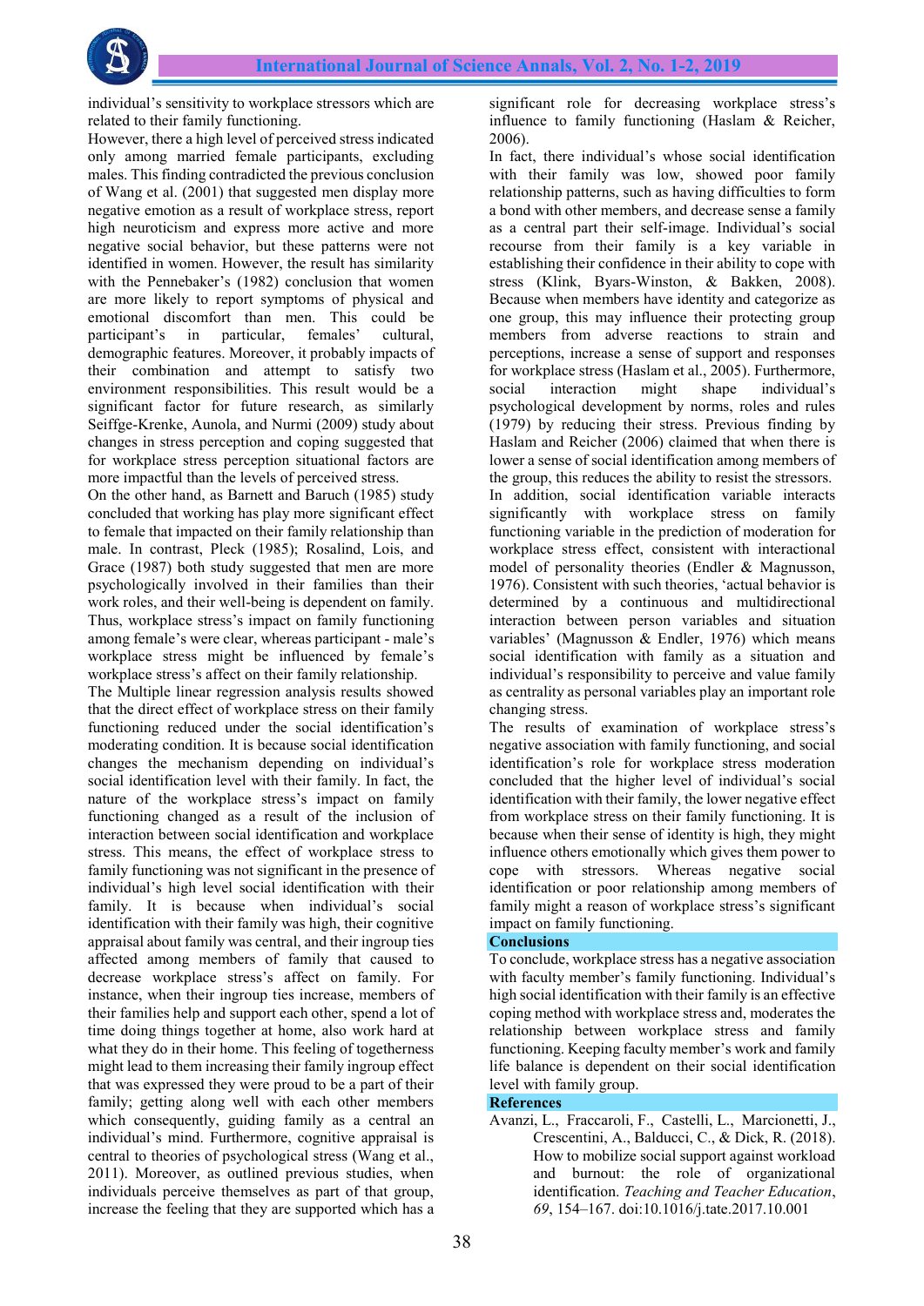individual's sensitivity to workplace stressors which are related to their family functioning.

However, there a high level of perceived stress indicated only among married female participants, excluding males. This finding contradicted the previous conclusion of Wang et al. (2001) that suggested men display more negative emotion as a result of workplace stress, report high neuroticism and express more active and more negative social behavior, but these patterns were not identified in women. However, the result has similarity with the Pennebaker's (1982) conclusion that women are more likely to report symptoms of physical and emotional discomfort than men. This could be participant's in particular, females' cultural, demographic features. Moreover, it probably impacts of their combination and attempt to satisfy two environment responsibilities. This result would be a significant factor for future research, as similarly Seiffge-Krenke, Aunola, and Nurmi (2009) study about changes in stress perception and coping suggested that for workplace stress perception situational factors are more impactful than the levels of perceived stress.

On the other hand, as Barnett and Baruch (1985) study concluded that working has play more significant effect to female that impacted on their family relationship than male. In contrast, Pleck (1985); Rosalind, Lois, and Grace (1987) both study suggested that men are more psychologically involved in their families than their work roles, and their well-being is dependent on family. Thus, workplace stress's impact on family functioning among female's were clear, whereas participant - male's workplace stress might be influenced by female's workplace stress's affect on their family relationship.

The Multiple linear regression analysis results showed that the direct effect of workplace stress on their family functioning reduced under the social identification's moderating condition. It is because social identification changes the mechanism depending on individual's social identification level with their family. In fact, the nature of the workplace stress's impact on family functioning changed as a result of the inclusion of interaction between social identification and workplace stress. This means, the effect of workplace stress to family functioning was not significant in the presence of individual's high level social identification with their family. It is because when individual's social identification with their family was high, their cognitive appraisal about family was central, and their ingroup ties affected among members of family that caused to decrease workplace stress's affect on family. For instance, when their ingroup ties increase, members of their families help and support each other, spend a lot of time doing things together at home, also work hard at what they do in their home. This feeling of togetherness might lead to them increasing their family ingroup effect that was expressed they were proud to be a part of their family; getting along well with each other members which consequently, guiding family as a central an individual's mind. Furthermore, cognitive appraisal is central to theories of psychological stress (Wang et al., 2011). Moreover, as outlined previous studies, when individuals perceive themselves as part of that group, increase the feeling that they are supported which has a significant role for decreasing workplace stress's influence to family functioning (Haslam & Reicher, 2006).

In fact, there individual's whose social identification with their family was low, showed poor family relationship patterns, such as having difficulties to form a bond with other members, and decrease sense a family as a central part their self-image. Individual's social recourse from their family is a key variable in establishing their confidence in their ability to cope with stress (Klink, Byars-Winston, & Bakken, 2008). Because when members have identity and categorize as one group, this may influence their protecting group members from adverse reactions to strain and perceptions, increase a sense of support and responses for workplace stress (Haslam et al., 2005). Furthermore, social interaction might shape individual's psychological development by norms, roles and rules (1979) by reducing their stress. Previous finding by Haslam and Reicher (2006) claimed that when there is lower a sense of social identification among members of the group, this reduces the ability to resist the stressors.

In addition, social identification variable interacts significantly with workplace stress on family functioning variable in the prediction of moderation for workplace stress effect, consistent with interactional model of personality theories (Endler & Magnusson, 1976). Consistent with such theories, 'actual behavior is determined by a continuous and multidirectional interaction between person variables and situation variables' (Magnusson & Endler, 1976) which means social identification with family as a situation and individual's responsibility to perceive and value family as centrality as personal variables play an important role changing stress.

The results of examination of workplace stress's negative association with family functioning, and social identification's role for workplace stress moderation concluded that the higher level of individual's social identification with their family, the lower negative effect from workplace stress on their family functioning. It is because when their sense of identity is high, they might influence others emotionally which gives them power to cope with stressors. Whereas negative social identification or poor relationship among members of family might a reason of workplace stress's significant impact on family functioning.

## Conclusions

To conclude, workplace stress has a negative association with faculty member's family functioning. Individual's high social identification with their family is an effective coping method with workplace stress and, moderates the relationship between workplace stress and family functioning. Keeping faculty member's work and family life balance is dependent on their social identification level with family group.

## References

Avanzi, L., Fraccaroli, F., Castelli, L., Marcionetti, J., Crescentini, A., Balducci, C., & Dick, R. (2018). How to mobilize social support against workload and burnout: the role of organizational identification. *Teaching and Teacher Education*, *69*, 154–167. doi:10.1016/j.tate.2017.10.001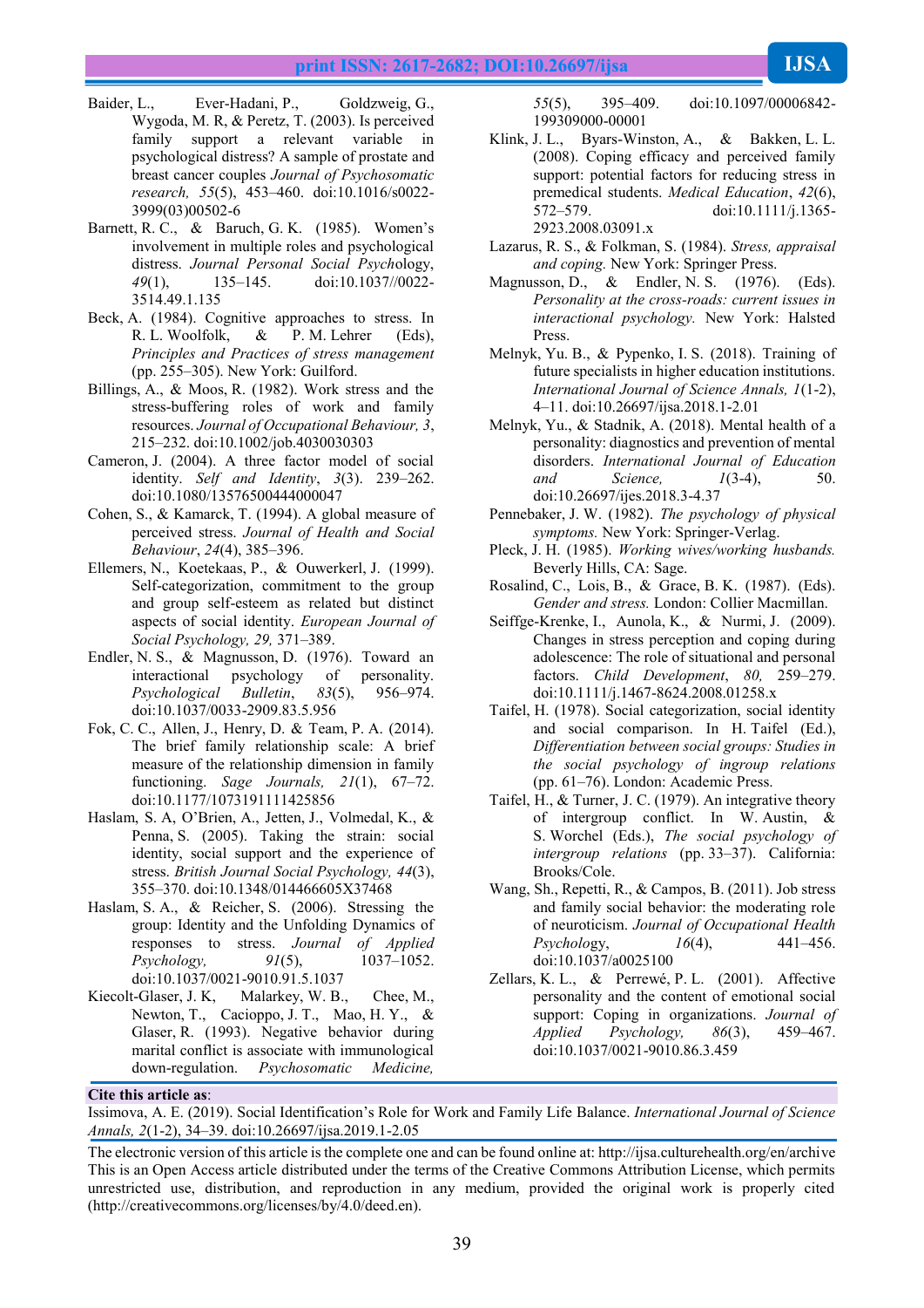Baider, L., Ever-Hadani, P., Goldzweig, G., Wygoda, M. R, & Peretz, T. (2003). Is perceived family support a relevant variable in psychological distress? A sample of prostate and breast cancer couples *Journal of Psychosomatic research, 55*(5), 453–460. doi:10.1016/s0022-3999(03)00502-6

Barnett, R. C., & Baruch, G. K. (1985). Women's involvement in multiple roles and psychological distress. *Journal Personal Social Psychology*, *49*(1), 135–145. doi:10.1037//0022-3514.49.1.135

Beck, A. (1984). Cognitive approaches to stress. In R. L. Woolfolk, & P. M. Lehrer (Eds), *Principles and Practices of stress management* (pp. 255–305). New York: Guilford.

Billings, A., & Moos, R. (1982). Work stress and the stress-buffering roles of work and family resources. *Journal of Occupational Behaviour, 3*, 215–232. doi:10.1002/job.4030030303

Cameron, J. (2004). A three factor model of social identity. *Self and Identity*, *3*(3). 239–262. doi:10.1080/13576500444000047

Cohen, S., & Kamarck, T. (1994). A global measure of perceived stress. *Journal of Health and Social Behaviour*, *24*(4), 385–396.

Ellemers, N., Koetekaas, P., & Ouwerkerl, J. (1999). Self-categorization, commitment to the group and group self-esteem as related but distinct aspects of social identity. *European Journal of Social Psychology, 29,* 371–389.

Endler, N. S., & Magnusson, D. (1976). Toward an interactional psychology of personality. *Psychological Bulletin*, *83*(5), 956–974. doi:10.1037/0033-2909.83.5.956

Fok, C. C., Allen, J., Henry, D. & Team, P. A. (2014). The brief family relationship scale: A brief measure of the relationship dimension in family functioning. *Sage Journals, 21*(1), 67–72. doi:10.1177/1073191111425856

Haslam, S. A, O'Brien, A., Jetten, J., Volmedal, K., & Penna, S. (2005). Taking the strain: social identity, social support and the experience of stress. *British Journal Social Psychology, 44*(3), 355–370. doi:10.1348/014466605X37468

Haslam, S. A., & Reicher, S. (2006). Stressing the group: Identity and the Unfolding Dynamics of responses to stress. *Journal of Applied Psychology, 91*(5), 1037–1052. doi:10.1037/0021-9010.91.5.1037

Kiecolt-Glaser, J. K, Malarkey, W. B., Chee, M., Newton, T., Cacioppo, J. T., Mao, H. Y., & Glaser, R. (1993). Negative behavior during marital conflict is associate with immunological down-regulation. *Psychosomatic Medicine, 55*(5), 395–409. doi:10.1097/00006842-199309000-00001

Klink, J. L., Byars-Winston, A., & Bakken, L. L. (2008). Coping efficacy and perceived family support: potential factors for reducing stress in premedical students. *Medical Education*, *42*(6), 572–579. doi:10.1111/j.1365-2923.2008.03091.x

Lazarus, R. S., & Folkman, S. (1984). *Stress, appraisal and coping.* New York: Springer Press.

Magnusson, D., & Endler, N. S. (1976). (Eds). *Personality at the cross-roads: current issues in interactional psychology.* New York: Halsted Press.

Melnyk, Yu. B., & Pypenko, I. S. (2018). Training of future specialists in higher education institutions. *International Journal of Science Annals, 1*(1-2), 4–11. doi:10.26697/ijsa.2018.1-2.01

Melnyk, Yu., & Stadnik, A. (2018). Mental health of a personality: diagnostics and prevention of mental disorders. *International Journal of Education and Science, 1*(3-4), 50. doi:10.26697/ijes.2018.3-4.37

Pennebaker, J. W. (1982). *The psychology of physical symptoms.* New York: Springer-Verlag.

Pleck, J. H. (1985). *Working wives/working husbands.* Beverly Hills, CA: Sage.

Rosalind, C., Lois, B., & Grace, B. K. (1987). (Eds). *Gender and stress.* London: Collier Macmillan.

Seiffge-Krenke, I., Aunola, K., & Nurmi, J. (2009). Changes in stress perception and coping during adolescence: The role of situational and personal factors. *Child Development*, *80,* 259–279. doi:10.1111/j.1467-8624.2008.01258.x

Taifel, H. (1978). Social categorization, social identity and social comparison. In H. Taifel (Ed.), *Differentiation between social groups: Studies in the social psychology of ingroup relations* (pp. 61–76). London: Academic Press.

Taifel, H., & Turner, J. C. (1979). An integrative theory of intergroup conflict. In W. Austin, & S. Worchel (Eds.), *The social psychology of intergroup relations* (pp. 33–37). California: Brooks/Cole.

Wang, Sh., Repetti, R., & Campos, B. (2011). Job stress and family social behavior: the moderating role of neuroticism. *Journal of Occupational Health Psychology*, *16*(4), 441–456. doi:10.1037/a0025100

Zellars, K. L., & Perrewé, P. L. (2001). Affective personality and the content of emotional social support: Coping in organizations. *Journal of Applied Psychology, 86*(3), 459–467. doi:10.1037/0021-9010.86.3.459

**Cite this article as**:

Issimova, A. E. (2019). Social Identification's Role for Work and Family Life Balance. *International Journal of Science Annals, 2*(1-2), 34–39. doi:10.26697/ijsa.2019.1-2.05

The electronic version of this article is the complete one and can be found online at: http://ijsa.culturehealth.org/en/archive

This is an Open Access article distributed under the terms of the Creative Commons Attribution License, which permits unrestricted use, distribution, and reproduction in any medium, provided the original work is properly cited (http://creativecommons.org/licenses/by/4.0/deed.en).